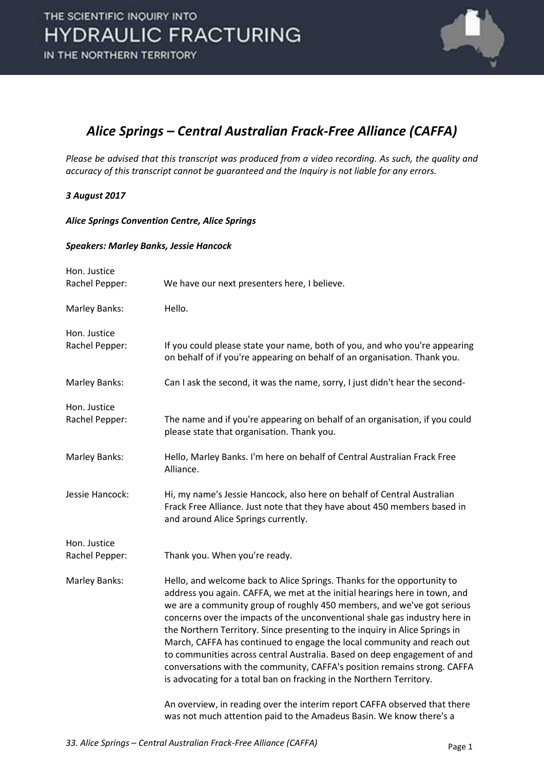# *Alice Springs – Central Australian Frack-Free Alliance (CAFFA)*

*Please be advised that this transcript was produced from a video recording. As such, the quality and accuracy of this transcript cannot be guaranteed and the Inquiry is not liable for any errors.*

***3 August 2017***

***Alice Springs Convention Centre, Alice Springs***

***Speakers: Marley Banks, Jessie Hancock***

**Hon. Justice Rachel Pepper:** We have our next presenters here, I believe.

**Marley Banks:** Hello.

**Hon. Justice Rachel Pepper:** If you could please state your name, both of you, and who you're appearing on behalf of if you're appearing on behalf of an organisation. Thank you.

**Marley Banks:** Can I ask the second, it was the name, sorry, I just didn't hear the second-

**Hon. Justice Rachel Pepper:** The name and if you're appearing on behalf of an organisation, if you could please state that organisation. Thank you.

**Marley Banks:** Hello, Marley Banks. I'm here on behalf of Central Australian Frack Free Alliance.

**Jessie Hancock:** Hi, my name's Jessie Hancock, also here on behalf of Central Australian Frack Free Alliance. Just note that they have about 450 members based in and around Alice Springs currently.

**Hon. Justice Rachel Pepper:** Thank you. When you're ready.

**Marley Banks:** Hello, and welcome back to Alice Springs. Thanks for the opportunity to address you again. CAFFA, we met at the initial hearings here in town, and we are a community group of roughly 450 members, and we've got serious concerns over the impacts of the unconventional shale gas industry here in the Northern Territory. Since presenting to the inquiry in Alice Springs in March, CAFFA has continued to engage the local community and reach out to communities across central Australia. Based on deep engagement of and conversations with the community, CAFFA's position remains strong. CAFFA is advocating for a total ban on fracking in the Northern Territory.

An overview, in reading over the interim report CAFFA observed that there was not much attention paid to the Amadeus Basin. We know there's a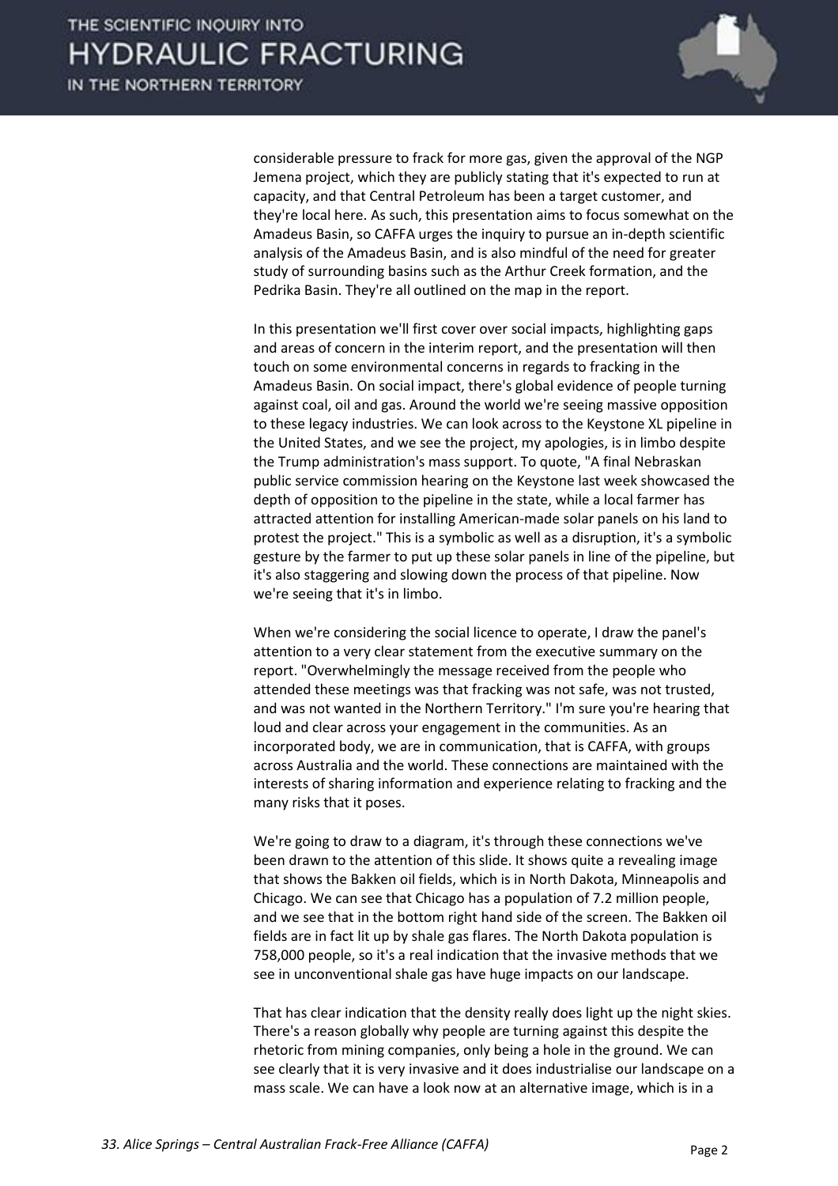considerable pressure to frack for more gas, given the approval of the NGP Jemena project, which they are publicly stating that it's expected to run at capacity, and that Central Petroleum has been a target customer, and they're local here. As such, this presentation aims to focus somewhat on the Amadeus Basin, so CAFFA urges the inquiry to pursue an in-depth scientific analysis of the Amadeus Basin, and is also mindful of the need for greater study of surrounding basins such as the Arthur Creek formation, and the Pedrika Basin. They're all outlined on the map in the report.

In this presentation we'll first cover over social impacts, highlighting gaps and areas of concern in the interim report, and the presentation will then touch on some environmental concerns in regards to fracking in the Amadeus Basin. On social impact, there's global evidence of people turning against coal, oil and gas. Around the world we're seeing massive opposition to these legacy industries. We can look across to the Keystone XL pipeline in the United States, and we see the project, my apologies, is in limbo despite the Trump administration's mass support. To quote, "A final Nebraskan public service commission hearing on the Keystone last week showcased the depth of opposition to the pipeline in the state, while a local farmer has attracted attention for installing American-made solar panels on his land to protest the project." This is a symbolic as well as a disruption, it's a symbolic gesture by the farmer to put up these solar panels in line of the pipeline, but it's also staggering and slowing down the process of that pipeline. Now we're seeing that it's in limbo.

When we're considering the social licence to operate, I draw the panel's attention to a very clear statement from the executive summary on the report. "Overwhelmingly the message received from the people who attended these meetings was that fracking was not safe, was not trusted, and was not wanted in the Northern Territory." I'm sure you're hearing that loud and clear across your engagement in the communities. As an incorporated body, we are in communication, that is CAFFA, with groups across Australia and the world. These connections are maintained with the interests of sharing information and experience relating to fracking and the many risks that it poses.

We're going to draw to a diagram, it's through these connections we've been drawn to the attention of this slide. It shows quite a revealing image that shows the Bakken oil fields, which is in North Dakota, Minneapolis and Chicago. We can see that Chicago has a population of 7.2 million people, and we see that in the bottom right hand side of the screen. The Bakken oil fields are in fact lit up by shale gas flares. The North Dakota population is 758,000 people, so it's a real indication that the invasive methods that we see in unconventional shale gas have huge impacts on our landscape.

That has clear indication that the density really does light up the night skies. There's a reason globally why people are turning against this despite the rhetoric from mining companies, only being a hole in the ground. We can see clearly that it is very invasive and it does industrialise our landscape on a mass scale. We can have a look now at an alternative image, which is in a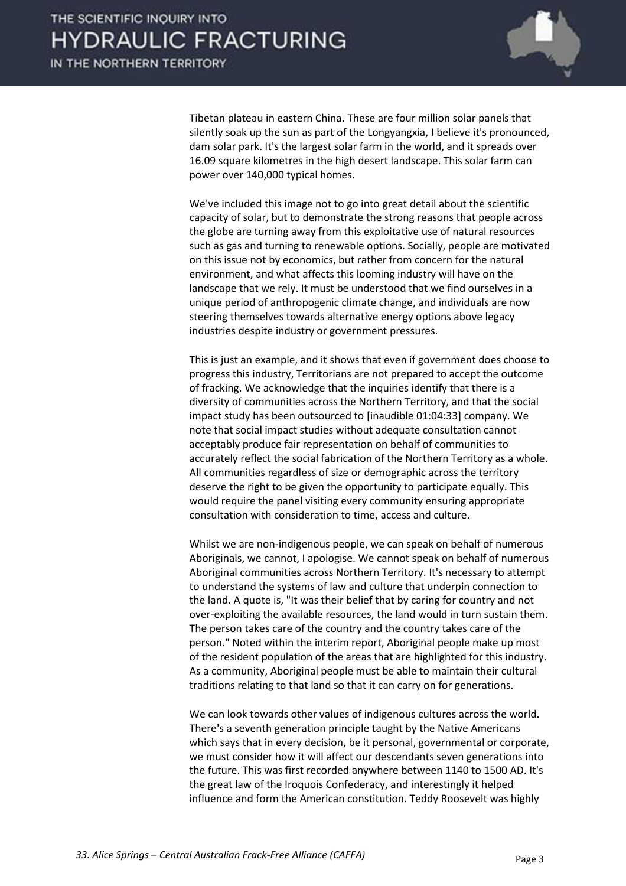Tibetan plateau in eastern China. These are four million solar panels that silently soak up the sun as part of the Longyangxia, I believe it's pronounced, dam solar park. It's the largest solar farm in the world, and it spreads over 16.09 square kilometres in the high desert landscape. This solar farm can power over 140,000 typical homes.

We've included this image not to go into great detail about the scientific capacity of solar, but to demonstrate the strong reasons that people across the globe are turning away from this exploitative use of natural resources such as gas and turning to renewable options. Socially, people are motivated on this issue not by economics, but rather from concern for the natural environment, and what affects this looming industry will have on the landscape that we rely. It must be understood that we find ourselves in a unique period of anthropogenic climate change, and individuals are now steering themselves towards alternative energy options above legacy industries despite industry or government pressures.

This is just an example, and it shows that even if government does choose to progress this industry, Territorians are not prepared to accept the outcome of fracking. We acknowledge that the inquiries identify that there is a diversity of communities across the Northern Territory, and that the social impact study has been outsourced to [inaudible 01:04:33] company. We note that social impact studies without adequate consultation cannot acceptably produce fair representation on behalf of communities to accurately reflect the social fabrication of the Northern Territory as a whole. All communities regardless of size or demographic across the territory deserve the right to be given the opportunity to participate equally. This would require the panel visiting every community ensuring appropriate consultation with consideration to time, access and culture.

Whilst we are non-indigenous people, we can speak on behalf of numerous Aboriginals, we cannot, I apologise. We cannot speak on behalf of numerous Aboriginal communities across Northern Territory. It's necessary to attempt to understand the systems of law and culture that underpin connection to the land. A quote is, "It was their belief that by caring for country and not over-exploiting the available resources, the land would in turn sustain them. The person takes care of the country and the country takes care of the person." Noted within the interim report, Aboriginal people make up most of the resident population of the areas that are highlighted for this industry. As a community, Aboriginal people must be able to maintain their cultural traditions relating to that land so that it can carry on for generations.

We can look towards other values of indigenous cultures across the world. There's a seventh generation principle taught by the Native Americans which says that in every decision, be it personal, governmental or corporate, we must consider how it will affect our descendants seven generations into the future. This was first recorded anywhere between 1140 to 1500 AD. It's the great law of the Iroquois Confederacy, and interestingly it helped influence and form the American constitution. Teddy Roosevelt was highly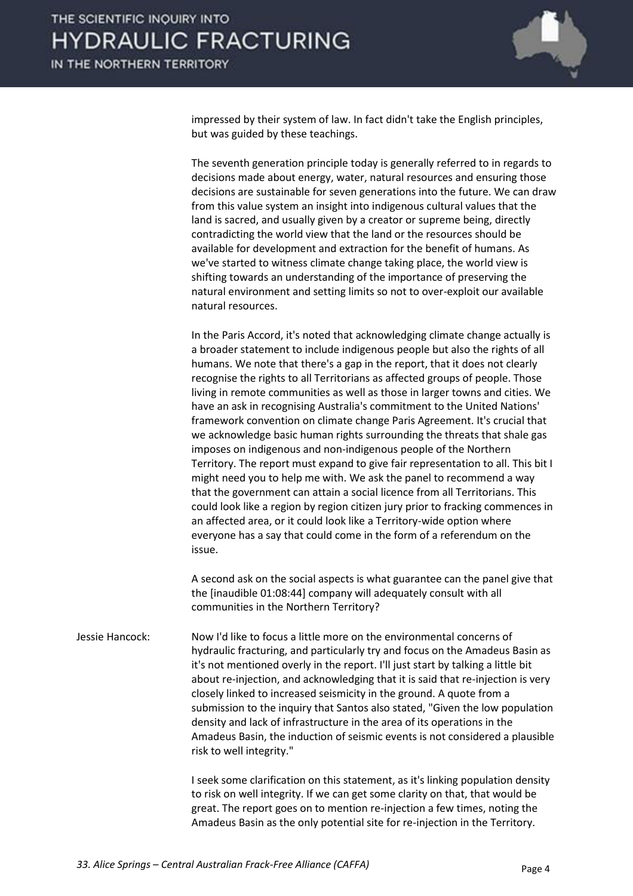impressed by their system of law. In fact didn't take the English principles, but was guided by these teachings.

The seventh generation principle today is generally referred to in regards to decisions made about energy, water, natural resources and ensuring those decisions are sustainable for seven generations into the future. We can draw from this value system an insight into indigenous cultural values that the land is sacred, and usually given by a creator or supreme being, directly contradicting the world view that the land or the resources should be available for development and extraction for the benefit of humans. As we've started to witness climate change taking place, the world view is shifting towards an understanding of the importance of preserving the natural environment and setting limits so not to over-exploit our available natural resources.

In the Paris Accord, it's noted that acknowledging climate change actually is a broader statement to include indigenous people but also the rights of all humans. We note that there's a gap in the report, that it does not clearly recognise the rights to all Territorians as affected groups of people. Those living in remote communities as well as those in larger towns and cities. We have an ask in recognising Australia's commitment to the United Nations' framework convention on climate change Paris Agreement. It's crucial that we acknowledge basic human rights surrounding the threats that shale gas imposes on indigenous and non-indigenous people of the Northern Territory. The report must expand to give fair representation to all. This bit I might need you to help me with. We ask the panel to recommend a way that the government can attain a social licence from all Territorians. This could look like a region by region citizen jury prior to fracking commences in an affected area, or it could look like a Territory-wide option where everyone has a say that could come in the form of a referendum on the issue.

A second ask on the social aspects is what guarantee can the panel give that the [inaudible 01:08:44] company will adequately consult with all communities in the Northern Territory?

Jessie Hancock: Now I'd like to focus a little more on the environmental concerns of hydraulic fracturing, and particularly try and focus on the Amadeus Basin as it's not mentioned overly in the report. I'll just start by talking a little bit about re-injection, and acknowledging that it is said that re-injection is very closely linked to increased seismicity in the ground. A quote from a submission to the inquiry that Santos also stated, "Given the low population density and lack of infrastructure in the area of its operations in the Amadeus Basin, the induction of seismic events is not considered a plausible risk to well integrity."

I seek some clarification on this statement, as it's linking population density to risk on well integrity. If we can get some clarity on that, that would be great. The report goes on to mention re-injection a few times, noting the Amadeus Basin as the only potential site for re-injection in the Territory.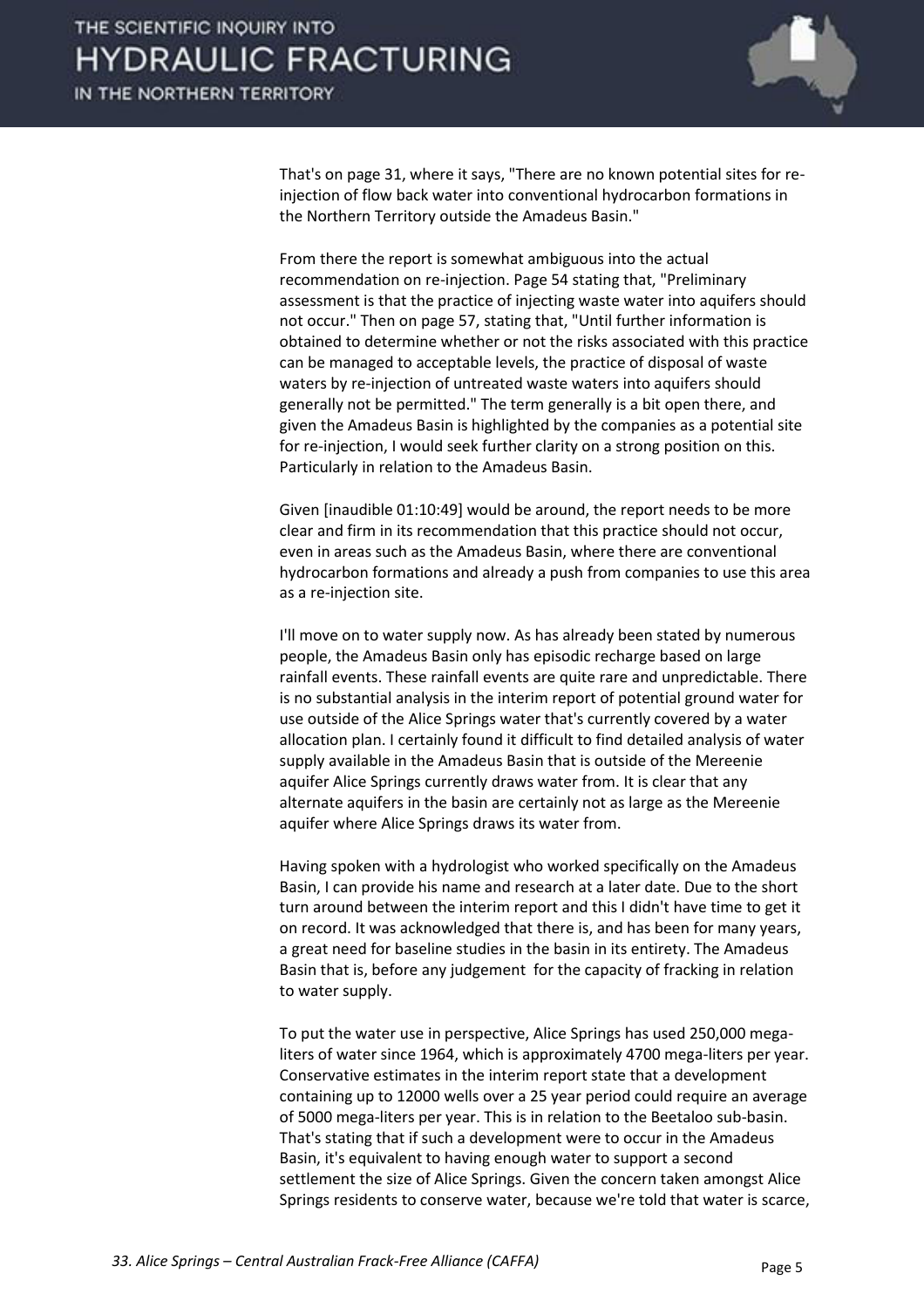That's on page 31, where it says, "There are no known potential sites for re-injection of flow back water into conventional hydrocarbon formations in the Northern Territory outside the Amadeus Basin."

From there the report is somewhat ambiguous into the actual recommendation on re-injection. Page 54 stating that, "Preliminary assessment is that the practice of injecting waste water into aquifers should not occur." Then on page 57, stating that, "Until further information is obtained to determine whether or not the risks associated with this practice can be managed to acceptable levels, the practice of disposal of waste waters by re-injection of untreated waste waters into aquifers should generally not be permitted." The term generally is a bit open there, and given the Amadeus Basin is highlighted by the companies as a potential site for re-injection, I would seek further clarity on a strong position on this. Particularly in relation to the Amadeus Basin.

Given [inaudible 01:10:49] would be around, the report needs to be more clear and firm in its recommendation that this practice should not occur, even in areas such as the Amadeus Basin, where there are conventional hydrocarbon formations and already a push from companies to use this area as a re-injection site.

I'll move on to water supply now. As has already been stated by numerous people, the Amadeus Basin only has episodic recharge based on large rainfall events. These rainfall events are quite rare and unpredictable. There is no substantial analysis in the interim report of potential ground water for use outside of the Alice Springs water that's currently covered by a water allocation plan. I certainly found it difficult to find detailed analysis of water supply available in the Amadeus Basin that is outside of the Mereenie aquifer Alice Springs currently draws water from. It is clear that any alternate aquifers in the basin are certainly not as large as the Mereenie aquifer where Alice Springs draws its water from.

Having spoken with a hydrologist who worked specifically on the Amadeus Basin, I can provide his name and research at a later date. Due to the short turn around between the interim report and this I didn't have time to get it on record. It was acknowledged that there is, and has been for many years, a great need for baseline studies in the basin in its entirety. The Amadeus Basin that is, before any judgement for the capacity of fracking in relation to water supply.

To put the water use in perspective, Alice Springs has used 250,000 mega-liters of water since 1964, which is approximately 4700 mega-liters per year. Conservative estimates in the interim report state that a development containing up to 12000 wells over a 25 year period could require an average of 5000 mega-liters per year. This is in relation to the Beetaloo sub-basin. That's stating that if such a development were to occur in the Amadeus Basin, it's equivalent to having enough water to support a second settlement the size of Alice Springs. Given the concern taken amongst Alice Springs residents to conserve water, because we're told that water is scarce,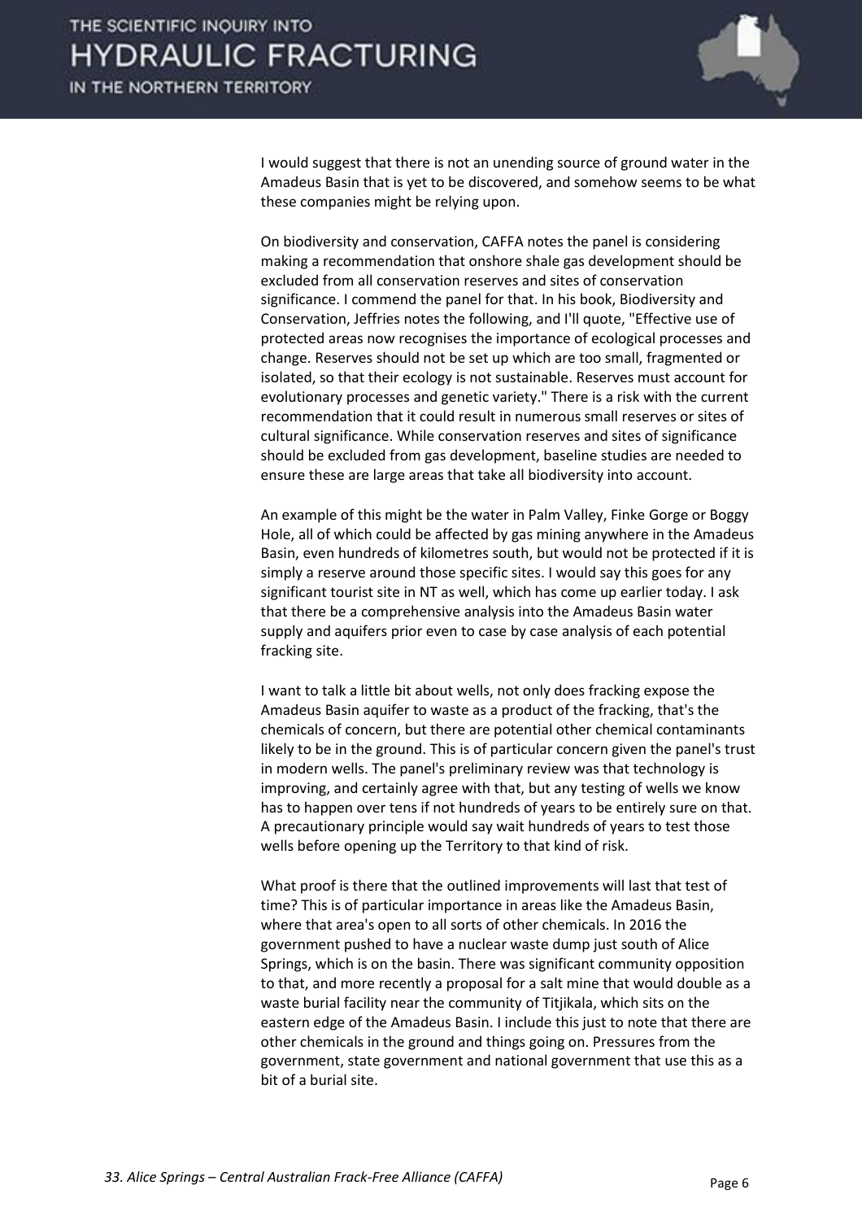I would suggest that there is not an unending source of ground water in the Amadeus Basin that is yet to be discovered, and somehow seems to be what these companies might be relying upon.

On biodiversity and conservation, CAFFA notes the panel is considering making a recommendation that onshore shale gas development should be excluded from all conservation reserves and sites of conservation significance. I commend the panel for that. In his book, Biodiversity and Conservation, Jeffries notes the following, and I'll quote, "Effective use of protected areas now recognises the importance of ecological processes and change. Reserves should not be set up which are too small, fragmented or isolated, so that their ecology is not sustainable. Reserves must account for evolutionary processes and genetic variety." There is a risk with the current recommendation that it could result in numerous small reserves or sites of cultural significance. While conservation reserves and sites of significance should be excluded from gas development, baseline studies are needed to ensure these are large areas that take all biodiversity into account.

An example of this might be the water in Palm Valley, Finke Gorge or Boggy Hole, all of which could be affected by gas mining anywhere in the Amadeus Basin, even hundreds of kilometres south, but would not be protected if it is simply a reserve around those specific sites. I would say this goes for any significant tourist site in NT as well, which has come up earlier today. I ask that there be a comprehensive analysis into the Amadeus Basin water supply and aquifers prior even to case by case analysis of each potential fracking site.

I want to talk a little bit about wells, not only does fracking expose the Amadeus Basin aquifer to waste as a product of the fracking, that's the chemicals of concern, but there are potential other chemical contaminants likely to be in the ground. This is of particular concern given the panel's trust in modern wells. The panel's preliminary review was that technology is improving, and certainly agree with that, but any testing of wells we know has to happen over tens if not hundreds of years to be entirely sure on that. A precautionary principle would say wait hundreds of years to test those wells before opening up the Territory to that kind of risk.

What proof is there that the outlined improvements will last that test of time? This is of particular importance in areas like the Amadeus Basin, where that area's open to all sorts of other chemicals. In 2016 the government pushed to have a nuclear waste dump just south of Alice Springs, which is on the basin. There was significant community opposition to that, and more recently a proposal for a salt mine that would double as a waste burial facility near the community of Titjikala, which sits on the eastern edge of the Amadeus Basin. I include this just to note that there are other chemicals in the ground and things going on. Pressures from the government, state government and national government that use this as a bit of a burial site.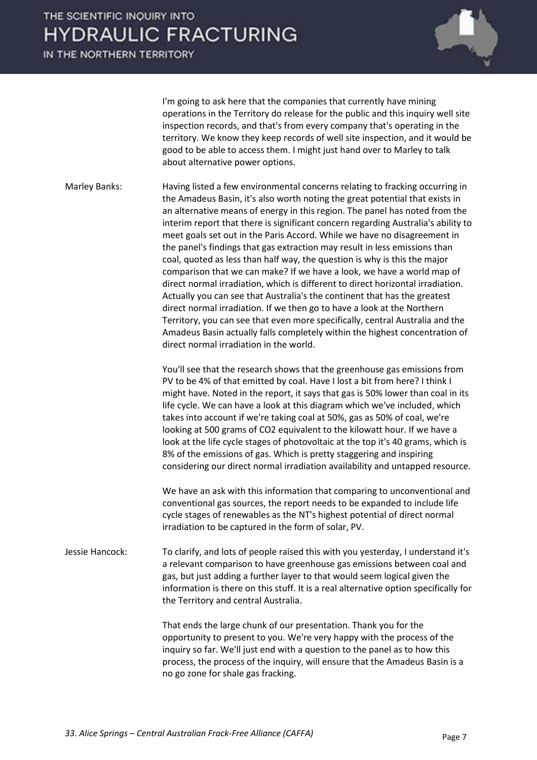I'm going to ask here that the companies that currently have mining operations in the Territory do release for the public and this inquiry well site inspection records, and that's from every company that's operating in the territory. We know they keep records of well site inspection, and it would be good to be able to access them. I might just hand over to Marley to talk about alternative power options.

**Marley Banks:** Having listed a few environmental concerns relating to fracking occurring in the Amadeus Basin, it's also worth noting the great potential that exists in an alternative means of energy in this region. The panel has noted from the interim report that there is significant concern regarding Australia's ability to meet goals set out in the Paris Accord. While we have no disagreement in the panel's findings that gas extraction may result in less emissions than coal, quoted as less than half way, the question is why is this the major comparison that we can make? If we have a look, we have a world map of direct normal irradiation, which is different to direct horizontal irradiation. Actually you can see that Australia's the continent that has the greatest direct normal irradiation. If we then go to have a look at the Northern Territory, you can see that even more specifically, central Australia and the Amadeus Basin actually falls completely within the highest concentration of direct normal irradiation in the world.

You'll see that the research shows that the greenhouse gas emissions from PV to be 4% of that emitted by coal. Have I lost a bit from here? I think I might have. Noted in the report, it says that gas is 50% lower than coal in its life cycle. We can have a look at this diagram which we've included, which takes into account if we're taking coal at 50%, gas as 50% of coal, we're looking at 500 grams of $CO_2$ equivalent to the kilowatt hour. If we have a look at the life cycle stages of photovoltaic at the top it's 40 grams, which is 8% of the emissions of gas. Which is pretty staggering and inspiring considering our direct normal irradiation availability and untapped resource.

We have an ask with this information that comparing to unconventional and conventional gas sources, the report needs to be expanded to include life cycle stages of renewables as the NT's highest potential of direct normal irradiation to be captured in the form of solar, PV.

**Jessie Hancock:** To clarify, and lots of people raised this with you yesterday, I understand it's a relevant comparison to have greenhouse gas emissions between coal and gas, but just adding a further layer to that would seem logical given the information is there on this stuff. It is a real alternative option specifically for the Territory and central Australia.

That ends the large chunk of our presentation. Thank you for the opportunity to present to you. We're very happy with the process of the inquiry so far. We'll just end with a question to the panel as to how this process, the process of the inquiry, will ensure that the Amadeus Basin is a no go zone for shale gas fracking.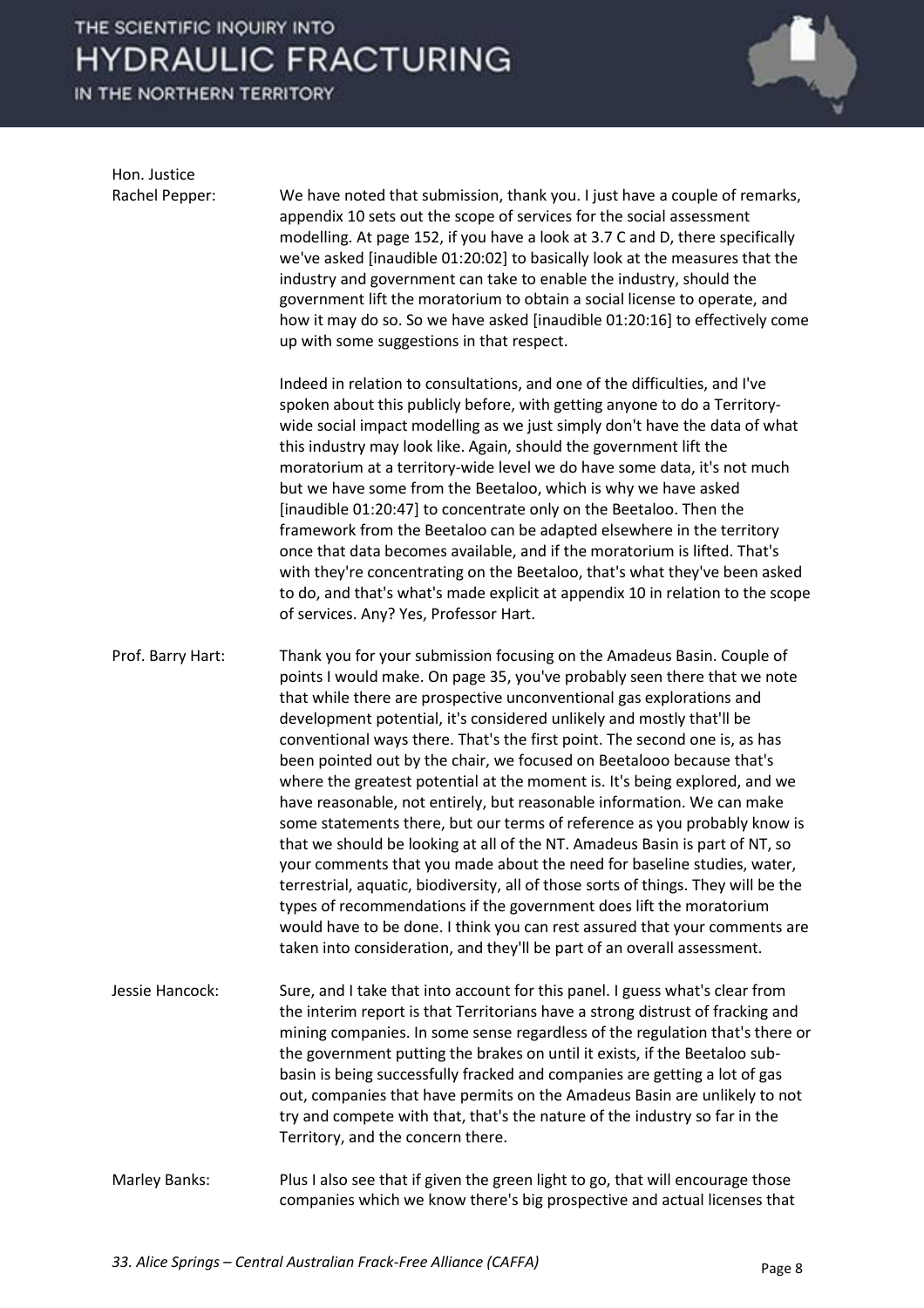**Hon. Justice Rachel Pepper:** We have noted that submission, thank you. I just have a couple of remarks, appendix 10 sets out the scope of services for the social assessment modelling. At page 152, if you have a look at 3.7 C and D, there specifically we've asked [inaudible 01:20:02] to basically look at the measures that the industry and government can take to enable the industry, should the government lift the moratorium to obtain a social license to operate, and how it may do so. So we have asked [inaudible 01:20:16] to effectively come up with some suggestions in that respect.

Indeed in relation to consultations, and one of the difficulties, and I've spoken about this publicly before, with getting anyone to do a Territory-wide social impact modelling as we just simply don't have the data of what this industry may look like. Again, should the government lift the moratorium at a territory-wide level we do have some data, it's not much but we have some from the Beetaloo, which is why we have asked [inaudible 01:20:47] to concentrate only on the Beetaloo. Then the framework from the Beetaloo can be adapted elsewhere in the territory once that data becomes available, and if the moratorium is lifted. That's with they're concentrating on the Beetaloo, that's what they've been asked to do, and that's what's made explicit at appendix 10 in relation to the scope of services. Any? Yes, Professor Hart.

**Prof. Barry Hart:** Thank you for your submission focusing on the Amadeus Basin. Couple of points I would make. On page 35, you've probably seen there that we note that while there are prospective unconventional gas explorations and development potential, it's considered unlikely and mostly that'll be conventional ways there. That's the first point. The second one is, as has been pointed out by the chair, we focused on Beetalooo because that's where the greatest potential at the moment is. It's being explored, and we have reasonable, not entirely, but reasonable information. We can make some statements there, but our terms of reference as you probably know is that we should be looking at all of the NT. Amadeus Basin is part of NT, so your comments that you made about the need for baseline studies, water, terrestrial, aquatic, biodiversity, all of those sorts of things. They will be the types of recommendations if the government does lift the moratorium would have to be done. I think you can rest assured that your comments are taken into consideration, and they'll be part of an overall assessment.

**Jessie Hancock:** Sure, and I take that into account for this panel. I guess what's clear from the interim report is that Territorians have a strong distrust of fracking and mining companies. In some sense regardless of the regulation that's there or the government putting the brakes on until it exists, if the Beetaloo sub-basin is being successfully fracked and companies are getting a lot of gas out, companies that have permits on the Amadeus Basin are unlikely to not try and compete with that, that's the nature of the industry so far in the Territory, and the concern there.

**Marley Banks:** Plus I also see that if given the green light to go, that will encourage those companies which we know there's big prospective and actual licenses that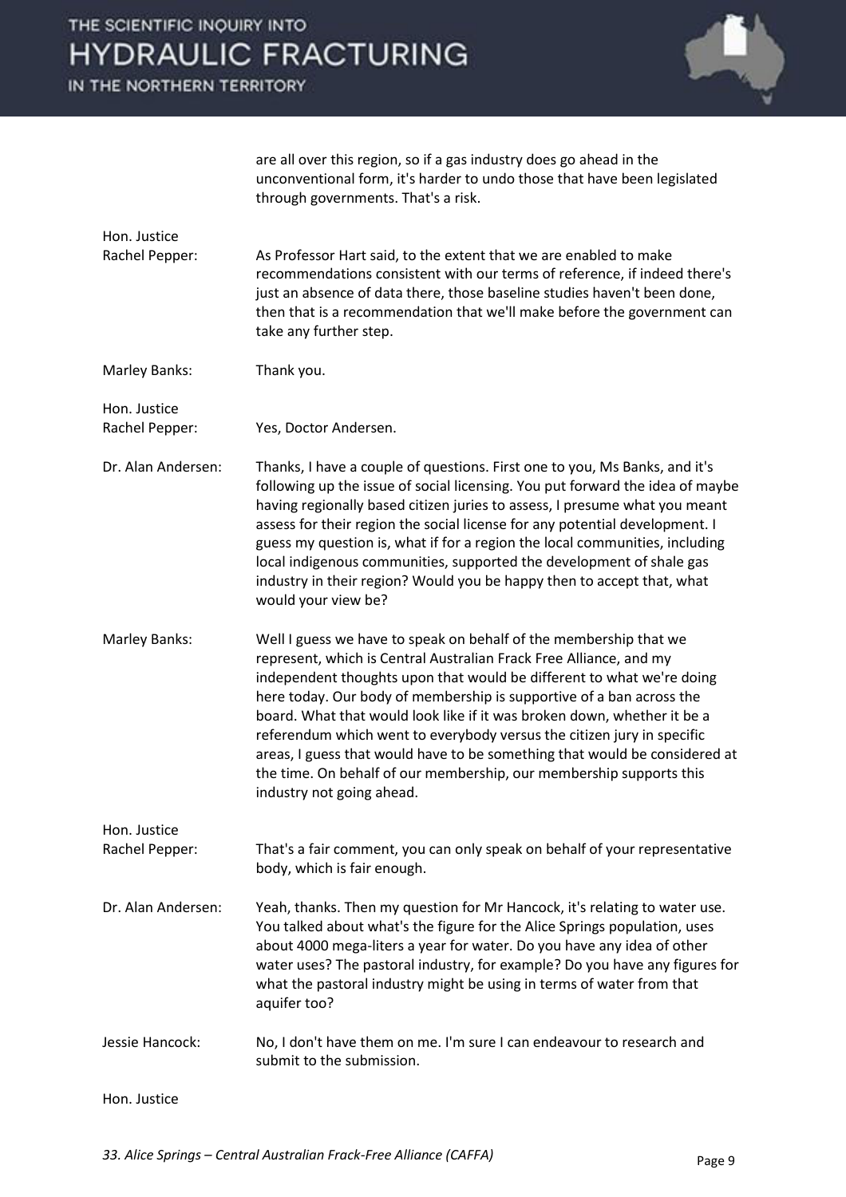| | |
|---|---|
| | are all over this region, so if a gas industry does go ahead in the unconventional form, it's harder to undo those that have been legislated through governments. That's a risk. |
| Hon. Justice Rachel Pepper: | As Professor Hart said, to the extent that we are enabled to make recommendations consistent with our terms of reference, if indeed there's just an absence of data there, those baseline studies haven't been done, then that is a recommendation that we'll make before the government can take any further step. |
| Marley Banks: | Thank you. |
| Hon. Justice Rachel Pepper: | Yes, Doctor Andersen. |
| Dr. Alan Andersen: | Thanks, I have a couple of questions. First one to you, Ms Banks, and it's following up the issue of social licensing. You put forward the idea of maybe having regionally based citizen juries to assess, I presume what you meant assess for their region the social license for any potential development. I guess my question is, what if for a region the local communities, including local indigenous communities, supported the development of shale gas industry in their region? Would you be happy then to accept that, what would your view be? |
| Marley Banks: | Well I guess we have to speak on behalf of the membership that we represent, which is Central Australian Frack Free Alliance, and my independent thoughts upon that would be different to what we're doing here today. Our body of membership is supportive of a ban across the board. What that would look like if it was broken down, whether it be a referendum which went to everybody versus the citizen jury in specific areas, I guess that would have to be something that would be considered at the time. On behalf of our membership, our membership supports this industry not going ahead. |
| Hon. Justice Rachel Pepper: | That's a fair comment, you can only speak on behalf of your representative body, which is fair enough. |
| Dr. Alan Andersen: | Yeah, thanks. Then my question for Mr Hancock, it's relating to water use. You talked about what's the figure for the Alice Springs population, uses about 4000 mega-liters a year for water. Do you have any idea of other water uses? The pastoral industry, for example? Do you have any figures for what the pastoral industry might be using in terms of water from that aquifer too? |
| Jessie Hancock: | No, I don't have them on me. I'm sure I can endeavour to research and submit to the submission. |
| Hon. Justice | |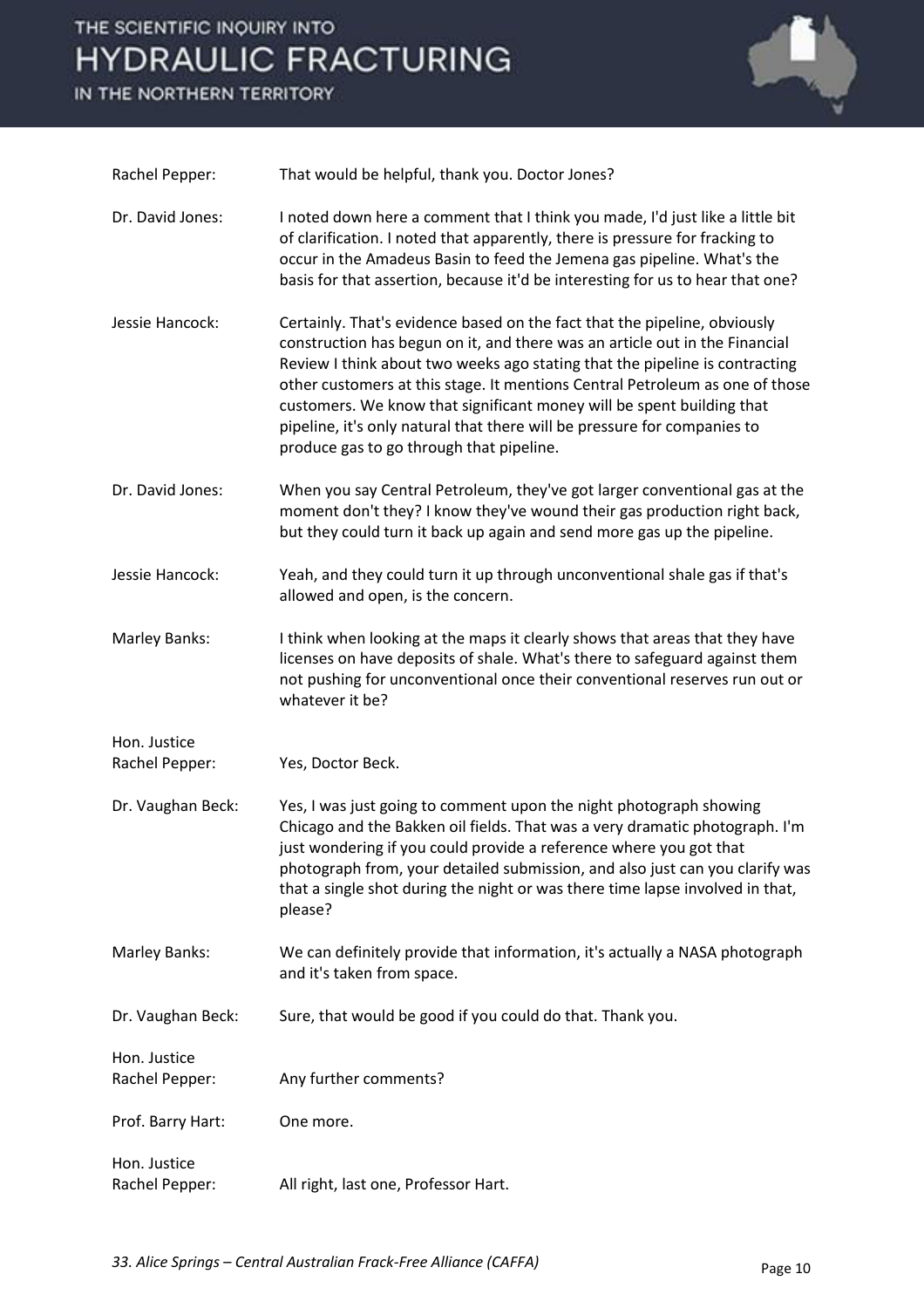Rachel Pepper: That would be helpful, thank you. Doctor Jones?

Dr. David Jones: I noted down here a comment that I think you made, I'd just like a little bit of clarification. I noted that apparently, there is pressure for fracking to occur in the Amadeus Basin to feed the Jemena gas pipeline. What's the basis for that assertion, because it'd be interesting for us to hear that one?

Jessie Hancock: Certainly. That's evidence based on the fact that the pipeline, obviously construction has begun on it, and there was an article out in the Financial Review I think about two weeks ago stating that the pipeline is contracting other customers at this stage. It mentions Central Petroleum as one of those customers. We know that significant money will be spent building that pipeline, it's only natural that there will be pressure for companies to produce gas to go through that pipeline.

Dr. David Jones: When you say Central Petroleum, they've got larger conventional gas at the moment don't they? I know they've wound their gas production right back, but they could turn it back up again and send more gas up the pipeline.

Jessie Hancock: Yeah, and they could turn it up through unconventional shale gas if that's allowed and open, is the concern.

Marley Banks: I think when looking at the maps it clearly shows that areas that they have licenses on have deposits of shale. What's there to safeguard against them not pushing for unconventional once their conventional reserves run out or whatever it be?

Hon. Justice Rachel Pepper: Yes, Doctor Beck.

Dr. Vaughan Beck: Yes, I was just going to comment upon the night photograph showing Chicago and the Bakken oil fields. That was a very dramatic photograph. I'm just wondering if you could provide a reference where you got that photograph from, your detailed submission, and also just can you clarify was that a single shot during the night or was there time lapse involved in that, please?

Marley Banks: We can definitely provide that information, it's actually a NASA photograph and it's taken from space.

Dr. Vaughan Beck: Sure, that would be good if you could do that. Thank you.

Hon. Justice Rachel Pepper: Any further comments?

Prof. Barry Hart: One more.

Hon. Justice Rachel Pepper: All right, last one, Professor Hart.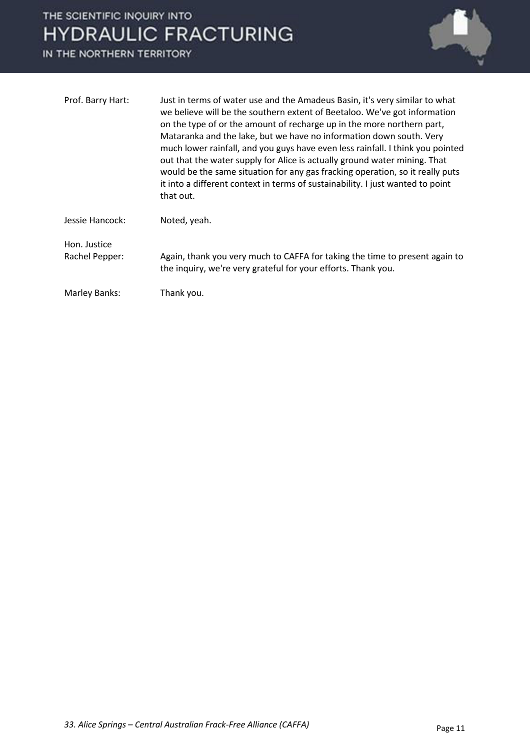Prof. Barry Hart: Just in terms of water use and the Amadeus Basin, it's very similar to what we believe will be the southern extent of Beetaloo. We've got information on the type of or the amount of recharge up in the more northern part, Mataranka and the lake, but we have no information down south. Very much lower rainfall, and you guys have even less rainfall. I think you pointed out that the water supply for Alice is actually ground water mining. That would be the same situation for any gas fracking operation, so it really puts it into a different context in terms of sustainability. I just wanted to point that out.

Jessie Hancock: Noted, yeah.

Hon. Justice Rachel Pepper: Again, thank you very much to CAFFA for taking the time to present again to the inquiry, we're very grateful for your efforts. Thank you.

Marley Banks: Thank you.